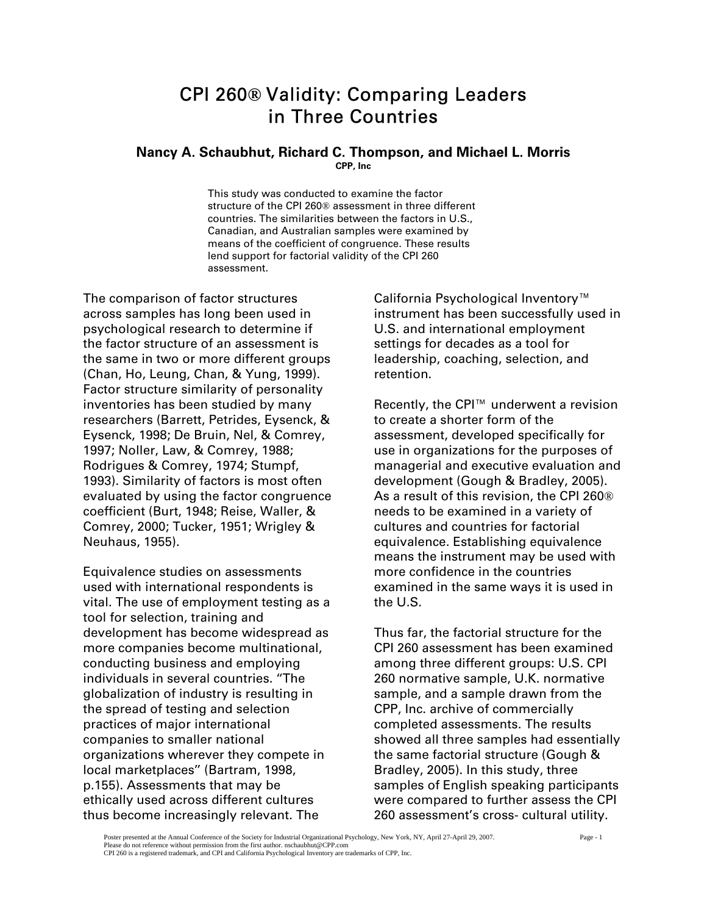# CPI 260® Validity: Comparing Leaders in Three Countries

**Nancy A. Schaubhut, Richard C. Thompson, and Michael L. Morris**

**CPP, Inc**

This study was conducted to examine the factor structure of the CPI 260® assessment in three different countries. The similarities between the factors in U.S., Canadian, and Australian samples were examined by means of the coefficient of congruence. These results lend support for factorial validity of the CPI 260 assessment.

The comparison of factor structures across samples has long been used in psychological research to determine if the factor structure of an assessment is the same in two or more different groups (Chan, Ho, Leung, Chan, & Yung, 1999). Factor structure similarity of personality inventories has been studied by many researchers (Barrett, Petrides, Eysenck, & Eysenck, 1998; De Bruin, Nel, & Comrey, 1997; Noller, Law, & Comrey, 1988; Rodrigues & Comrey, 1974; Stumpf, 1993). Similarity of factors is most often evaluated by using the factor congruence coefficient (Burt, 1948; Reise, Waller, & Comrey, 2000; Tucker, 1951; Wrigley & Neuhaus, 1955).

Equivalence studies on assessments used with international respondents is vital. The use of employment testing as a tool for selection, training and development has become widespread as more companies become multinational, conducting business and employing individuals in several countries. "The globalization of industry is resulting in the spread of testing and selection practices of major international companies to smaller national organizations wherever they compete in local marketplaces" (Bartram, 1998, p.155). Assessments that may be ethically used across different cultures thus become increasingly relevant. The California Psychological Inventory™ instrument has been successfully used in U.S. and international employment settings for decades as a tool for leadership, coaching, selection, and retention.

Recently, the CPI™ underwent a revision to create a shorter form of the assessment, developed specifically for use in organizations for the purposes of managerial and executive evaluation and development (Gough & Bradley, 2005). As a result of this revision, the CPI 260® needs to be examined in a variety of cultures and countries for factorial equivalence. Establishing equivalence means the instrument may be used with more confidence in the countries examined in the same ways it is used in the U.S.

Thus far, the factorial structure for the CPI 260 assessment has been examined among three different groups: U.S. CPI 260 normative sample, U.K. normative sample, and a sample drawn from the CPP, Inc. archive of commercially completed assessments. The results showed all three samples had essentially the same factorial structure (Gough & Bradley, 2005). In this study, three samples of English speaking participants were compared to further assess the CPI 260 assessment's cross- cultural utility.

Poster presented at the Annual Conference of the Society for Industrial Organizational Psychology, New York, NY, April 27-April 29, 2007.
Please do not reference without permission from the first author. nschaubhut@CPP.com
CPI 260 is a registered trademark, and CPI and California Psychological Inventory are trademarks of CPP, Inc.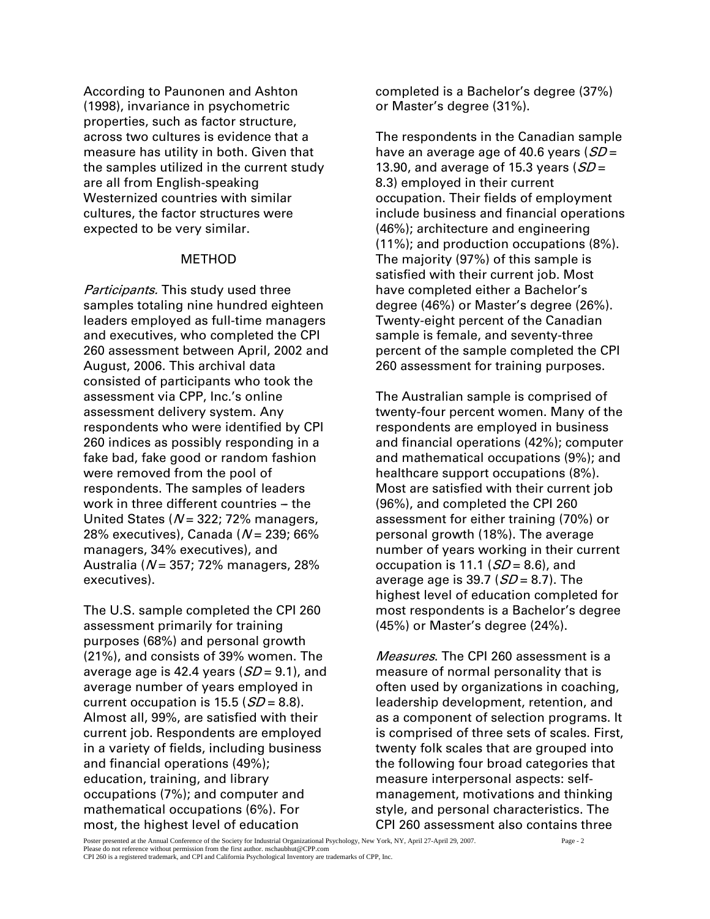According to Paunonen and Ashton (1998), invariance in psychometric properties, such as factor structure, across two cultures is evidence that a measure has utility in both. Given that the samples utilized in the current study are all from English-speaking Westernized countries with similar cultures, the factor structures were expected to be very similar.

## METHOD

*Participants.* This study used three samples totaling nine hundred eighteen leaders employed as full-time managers and executives, who completed the CPI 260 assessment between April, 2002 and August, 2006. This archival data consisted of participants who took the assessment via CPP, Inc.'s online assessment delivery system. Any respondents who were identified by CPI 260 indices as possibly responding in a fake bad, fake good or random fashion were removed from the pool of respondents. The samples of leaders work in three different countries – the United States ($N$ = 322; 72% managers, 28% executives), Canada ($N$ = 239; 66% managers, 34% executives), and Australia ($N$ = 357; 72% managers, 28% executives).

The U.S. sample completed the CPI 260 assessment primarily for training purposes (68%) and personal growth (21%), and consists of 39% women. The average age is 42.4 years ($SD$ = 9.1), and average number of years employed in current occupation is 15.5 ($SD$ = 8.8). Almost all, 99%, are satisfied with their current job. Respondents are employed in a variety of fields, including business and financial operations (49%); education, training, and library occupations (7%); and computer and mathematical occupations (6%). For most, the highest level of education completed is a Bachelor's degree (37%) or Master's degree (31%).

The respondents in the Canadian sample have an average age of 40.6 years ($SD$ = 13.90, and average of 15.3 years ($SD$ = 8.3) employed in their current occupation. Their fields of employment include business and financial operations (46%); architecture and engineering (11%); and production occupations (8%). The majority (97%) of this sample is satisfied with their current job. Most have completed either a Bachelor's degree (46%) or Master's degree (26%). Twenty-eight percent of the Canadian sample is female, and seventy-three percent of the sample completed the CPI 260 assessment for training purposes.

The Australian sample is comprised of twenty-four percent women. Many of the respondents are employed in business and financial operations (42%); computer and mathematical occupations (9%); and healthcare support occupations (8%). Most are satisfied with their current job (96%), and completed the CPI 260 assessment for either training (70%) or personal growth (18%). The average number of years working in their current occupation is 11.1 ($SD$ = 8.6), and average age is 39.7 ($SD$ = 8.7). The highest level of education completed for most respondents is a Bachelor's degree (45%) or Master's degree (24%).

*Measures*. The CPI 260 assessment is a measure of normal personality that is often used by organizations in coaching, leadership development, retention, and as a component of selection programs. It is comprised of three sets of scales. First, twenty folk scales that are grouped into the following four broad categories that measure interpersonal aspects: self-management, motivations and thinking style, and personal characteristics. The CPI 260 assessment also contains three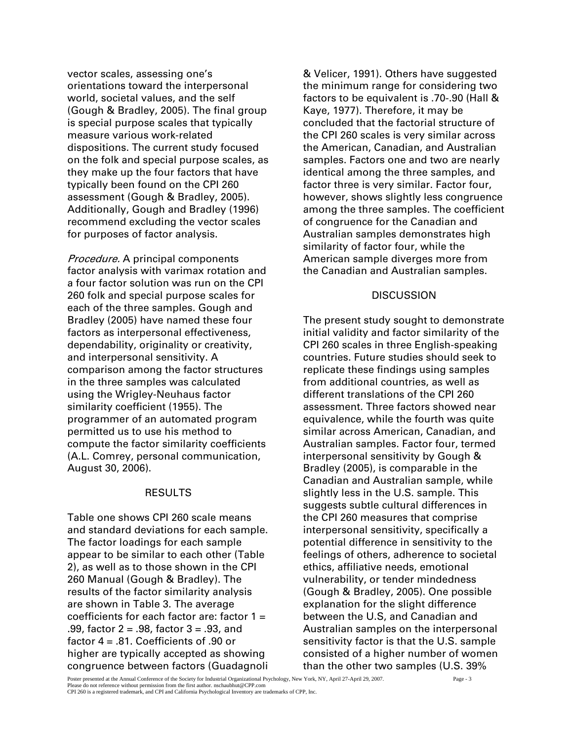vector scales, assessing one's orientations toward the interpersonal world, societal values, and the self (Gough & Bradley, 2005). The final group is special purpose scales that typically measure various work-related dispositions. The current study focused on the folk and special purpose scales, as they make up the four factors that have typically been found on the CPI 260 assessment (Gough & Bradley, 2005). Additionally, Gough and Bradley (1996) recommend excluding the vector scales for purposes of factor analysis.

*Procedure.* A principal components factor analysis with varimax rotation and a four factor solution was run on the CPI 260 folk and special purpose scales for each of the three samples. Gough and Bradley (2005) have named these four factors as interpersonal effectiveness, dependability, originality or creativity, and interpersonal sensitivity. A comparison among the factor structures in the three samples was calculated using the Wrigley-Neuhaus factor similarity coefficient (1955). The programmer of an automated program permitted us to use his method to compute the factor similarity coefficients (A.L. Comrey, personal communication, August 30, 2006).

## RESULTS

Table one shows CPI 260 scale means and standard deviations for each sample. The factor loadings for each sample appear to be similar to each other (Table 2), as well as to those shown in the CPI 260 Manual (Gough & Bradley). The results of the factor similarity analysis are shown in Table 3. The average coefficients for each factor are: factor 1 = .99, factor 2 = .98, factor 3 = .93, and factor 4 = .81. Coefficients of .90 or higher are typically accepted as showing congruence between factors (Guadagnoli & Velicer, 1991). Others have suggested the minimum range for considering two factors to be equivalent is .70-.90 (Hall & Kaye, 1977). Therefore, it may be concluded that the factorial structure of the CPI 260 scales is very similar across the American, Canadian, and Australian samples. Factors one and two are nearly identical among the three samples, and factor three is very similar. Factor four, however, shows slightly less congruence among the three samples. The coefficient of congruence for the Canadian and Australian samples demonstrates high similarity of factor four, while the American sample diverges more from the Canadian and Australian samples.

## DISCUSSION

The present study sought to demonstrate initial validity and factor similarity of the CPI 260 scales in three English-speaking countries. Future studies should seek to replicate these findings using samples from additional countries, as well as different translations of the CPI 260 assessment. Three factors showed near equivalence, while the fourth was quite similar across American, Canadian, and Australian samples. Factor four, termed interpersonal sensitivity by Gough & Bradley (2005), is comparable in the Canadian and Australian sample, while slightly less in the U.S. sample. This suggests subtle cultural differences in the CPI 260 measures that comprise interpersonal sensitivity, specifically a potential difference in sensitivity to the feelings of others, adherence to societal ethics, affiliative needs, emotional vulnerability, or tender mindedness (Gough & Bradley, 2005). One possible explanation for the slight difference between the U.S, and Canadian and Australian samples on the interpersonal sensitivity factor is that the U.S. sample consisted of a higher number of women than the other two samples (U.S. 39%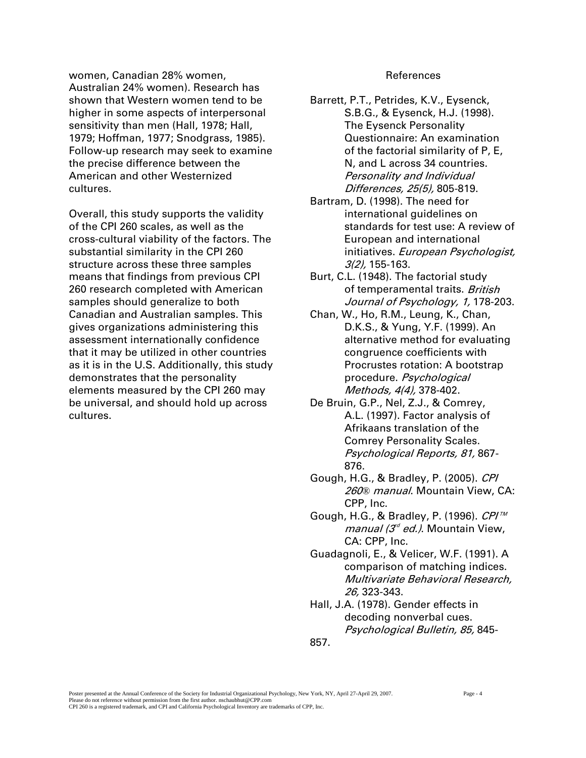women, Canadian 28% women, Australian 24% women). Research has shown that Western women tend to be higher in some aspects of interpersonal sensitivity than men (Hall, 1978; Hall, 1979; Hoffman, 1977; Snodgrass, 1985). Follow-up research may seek to examine the precise difference between the American and other Westernized cultures.

Overall, this study supports the validity of the CPI 260 scales, as well as the cross-cultural viability of the factors. The substantial similarity in the CPI 260 structure across these three samples means that findings from previous CPI 260 research completed with American samples should generalize to both Canadian and Australian samples. This gives organizations administering this assessment internationally confidence that it may be utilized in other countries as it is in the U.S. Additionally, this study demonstrates that the personality elements measured by the CPI 260 may be universal, and should hold up across cultures.

## References

Barrett, P.T., Petrides, K.V., Eysenck, S.B.G., & Eysenck, H.J. (1998). The Eysenck Personality Questionnaire: An examination of the factorial similarity of P, E, N, and L across 34 countries. *Personality and Individual Differences, 25(5),* 805-819.

Bartram, D. (1998). The need for international guidelines on standards for test use: A review of European and international initiatives. *European Psychologist, 3(2),* 155-163.

Burt, C.L. (1948). The factorial study of temperamental traits. *British Journal of Psychology, 1,* 178-203.

Chan, W., Ho, R.M., Leung, K., Chan, D.K.S., & Yung, Y.F. (1999). An alternative method for evaluating congruence coefficients with Procrustes rotation: A bootstrap procedure. *Psychological Methods, 4(4),* 378-402.

De Bruin, G.P., Nel, Z.J., & Comrey, A.L. (1997). Factor analysis of Afrikaans translation of the Comrey Personality Scales. *Psychological Reports, 81,* 867-876.

Gough, H.G., & Bradley, P. (2005). *CPI 260® manual*. Mountain View, CA: CPP, Inc.

Gough, H.G., & Bradley, P. (1996). *CPI™ manual (3rd ed.)*. Mountain View, CA: CPP, Inc.

Guadagnoli, E., & Velicer, W.F. (1991). A comparison of matching indices. *Multivariate Behavioral Research, 26,* 323-343.

Hall, J.A. (1978). Gender effects in decoding nonverbal cues. *Psychological Bulletin, 85,* 845-857.

Poster presented at the Annual Conference of the Society for Industrial Organizational Psychology, New York, NY, April 27-April 29, 2007.
Please do not reference without permission from the first author. nschaubhut@CPP.com
CPI 260 is a registered trademark, and CPI and California Psychological Inventory are trademarks of CPP, Inc.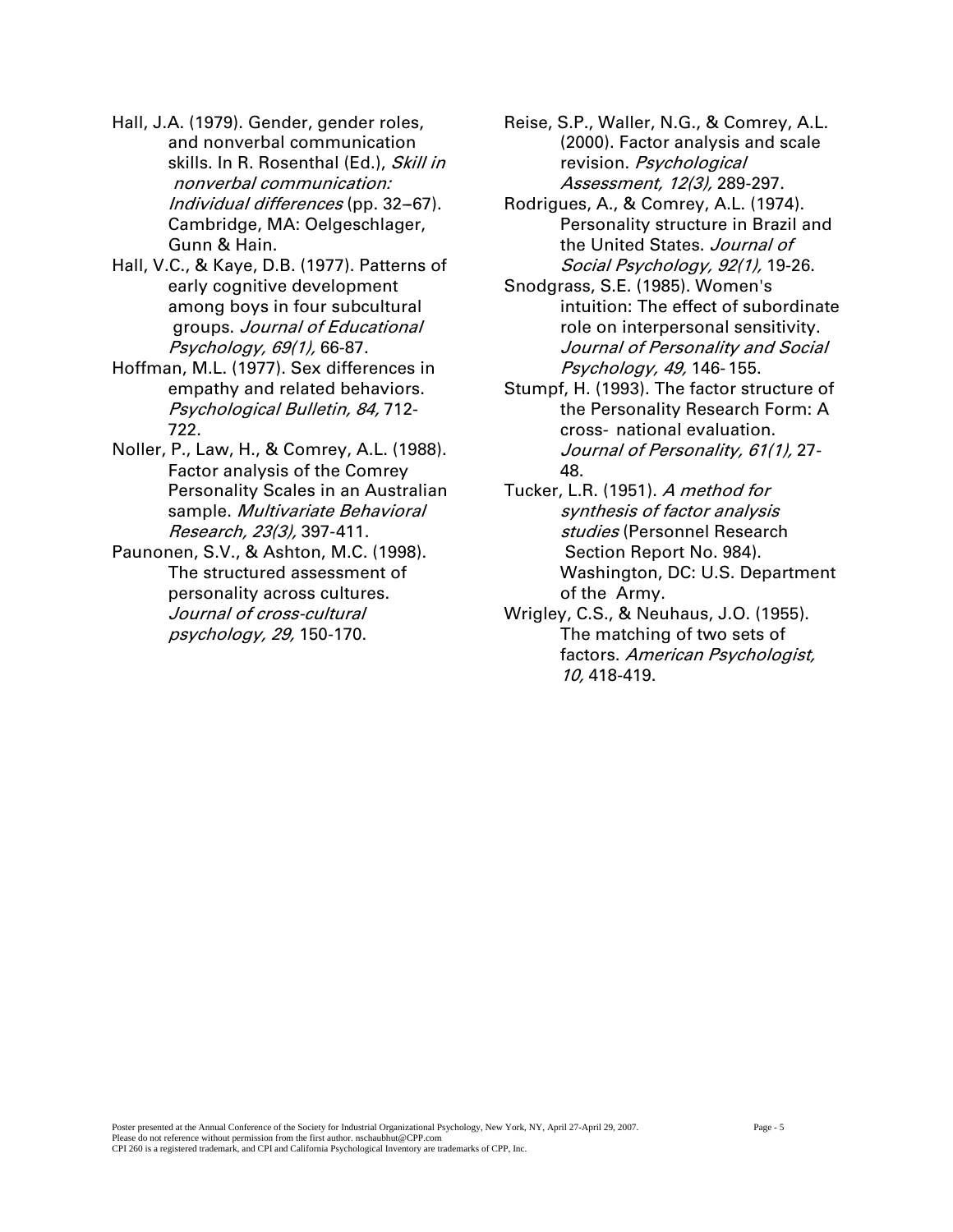Hall, J.A. (1979). Gender, gender roles, and nonverbal communication skills. In R. Rosenthal (Ed.), *Skill in nonverbal communication: Individual differences* (pp. 32–67). Cambridge, MA: Oelgeschlager, Gunn & Hain.

Hall, V.C., & Kaye, D.B. (1977). Patterns of early cognitive development among boys in four subcultural groups. *Journal of Educational Psychology, 69(1),* 66-87.

Hoffman, M.L. (1977). Sex differences in empathy and related behaviors. *Psychological Bulletin, 84,* 712-722.

Noller, P., Law, H., & Comrey, A.L. (1988). Factor analysis of the Comrey Personality Scales in an Australian sample. *Multivariate Behavioral Research, 23(3),* 397-411.

Paunonen, S.V., & Ashton, M.C. (1998). The structured assessment of personality across cultures. *Journal of cross-cultural psychology, 29,* 150-170.

Reise, S.P., Waller, N.G., & Comrey, A.L. (2000). Factor analysis and scale revision. *Psychological Assessment, 12(3),* 289-297.

Rodrigues, A., & Comrey, A.L. (1974). Personality structure in Brazil and the United States. *Journal of Social Psychology, 92(1),* 19-26.

Snodgrass, S.E. (1985). Women's intuition: The effect of subordinate role on interpersonal sensitivity. *Journal of Personality and Social Psychology, 49,* 146-155.

Stumpf, H. (1993). The factor structure of the Personality Research Form: A cross- national evaluation. *Journal of Personality, 61(1),* 27-48.

Tucker, L.R. (1951). *A method for synthesis of factor analysis studies* (Personnel Research Section Report No. 984). Washington, DC: U.S. Department of the Army.

Wrigley, C.S., & Neuhaus, J.O. (1955). The matching of two sets of factors. *American Psychologist, 10,* 418-419.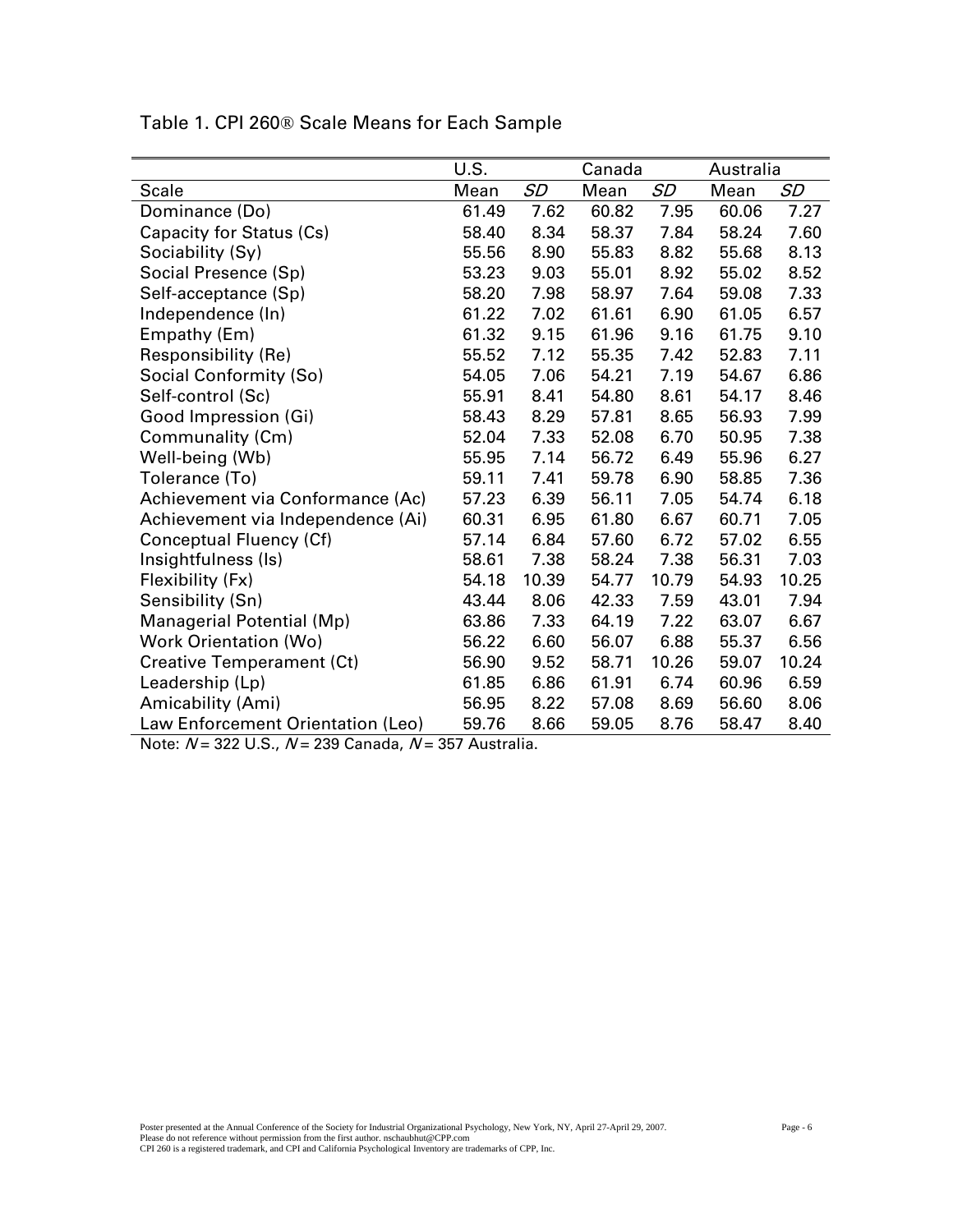Table 1. CPI 260® Scale Means for Each Sample

| | U.S. | | Canada | | Australia | |
|---|---|---|---|---|---|---|
| Scale | Mean | *SD* | Mean | *SD* | Mean | *SD* |
| Dominance (Do) | 61.49 | 7.62 | 60.82 | 7.95 | 60.06 | 7.27 |
| Capacity for Status (Cs) | 58.40 | 8.34 | 58.37 | 7.84 | 58.24 | 7.60 |
| Sociability (Sy) | 55.56 | 8.90 | 55.83 | 8.82 | 55.68 | 8.13 |
| Social Presence (Sp) | 53.23 | 9.03 | 55.01 | 8.92 | 55.02 | 8.52 |
| Self-acceptance (Sp) | 58.20 | 7.98 | 58.97 | 7.64 | 59.08 | 7.33 |
| Independence (In) | 61.22 | 7.02 | 61.61 | 6.90 | 61.05 | 6.57 |
| Empathy (Em) | 61.32 | 9.15 | 61.96 | 9.16 | 61.75 | 9.10 |
| Responsibility (Re) | 55.52 | 7.12 | 55.35 | 7.42 | 52.83 | 7.11 |
| Social Conformity (So) | 54.05 | 7.06 | 54.21 | 7.19 | 54.67 | 6.86 |
| Self-control (Sc) | 55.91 | 8.41 | 54.80 | 8.61 | 54.17 | 8.46 |
| Good Impression (Gi) | 58.43 | 8.29 | 57.81 | 8.65 | 56.93 | 7.99 |
| Communality (Cm) | 52.04 | 7.33 | 52.08 | 6.70 | 50.95 | 7.38 |
| Well-being (Wb) | 55.95 | 7.14 | 56.72 | 6.49 | 55.96 | 6.27 |
| Tolerance (To) | 59.11 | 7.41 | 59.78 | 6.90 | 58.85 | 7.36 |
| Achievement via Conformance (Ac) | 57.23 | 6.39 | 56.11 | 7.05 | 54.74 | 6.18 |
| Achievement via Independence (Ai) | 60.31 | 6.95 | 61.80 | 6.67 | 60.71 | 7.05 |
| Conceptual Fluency (Cf) | 57.14 | 6.84 | 57.60 | 6.72 | 57.02 | 6.55 |
| Insightfulness (Is) | 58.61 | 7.38 | 58.24 | 7.38 | 56.31 | 7.03 |
| Flexibility (Fx) | 54.18 | 10.39 | 54.77 | 10.79 | 54.93 | 10.25 |
| Sensibility (Sn) | 43.44 | 8.06 | 42.33 | 7.59 | 43.01 | 7.94 |
| Managerial Potential (Mp) | 63.86 | 7.33 | 64.19 | 7.22 | 63.07 | 6.67 |
| Work Orientation (Wo) | 56.22 | 6.60 | 56.07 | 6.88 | 55.37 | 6.56 |
| Creative Temperament (Ct) | 56.90 | 9.52 | 58.71 | 10.26 | 59.07 | 10.24 |
| Leadership (Lp) | 61.85 | 6.86 | 61.91 | 6.74 | 60.96 | 6.59 |
| Amicability (Ami) | 56.95 | 8.22 | 57.08 | 8.69 | 56.60 | 8.06 |
| Law Enforcement Orientation (Leo) | 59.76 | 8.66 | 59.05 | 8.76 | 58.47 | 8.40 |

Note: $N$ = 322 U.S., $N$ = 239 Canada, $N$ = 357 Australia.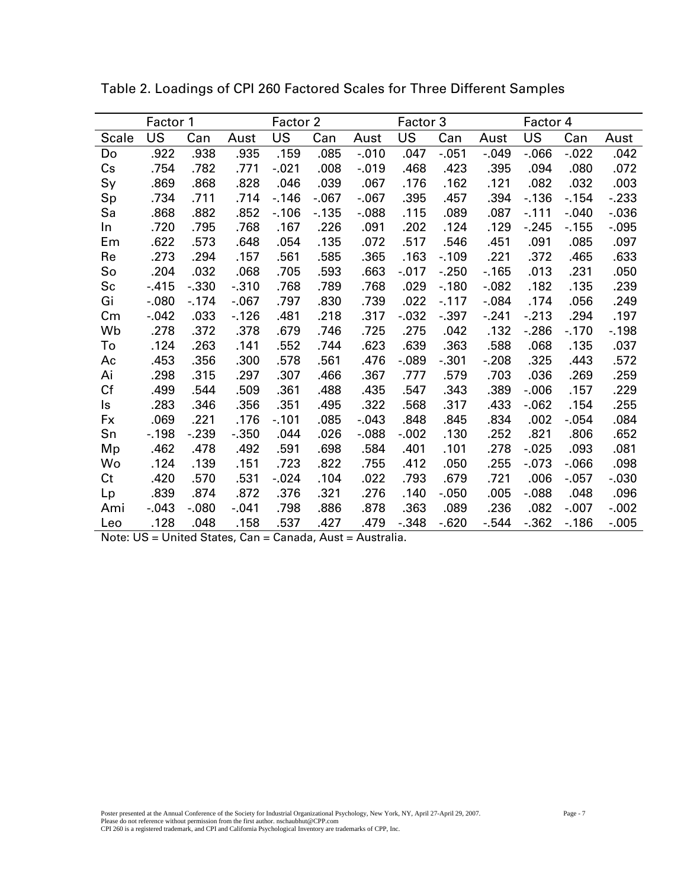Table 2. Loadings of CPI 260 Factored Scales for Three Different Samples

| | Factor 1 | | | Factor 2 | | | Factor 3 | | | Factor 4 | | |
|---|---|---|---|---|---|---|---|---|---|---|---|---|
| Scale | US | Can | Aust | US | Can | Aust | US | Can | Aust | US | Can | Aust |
| Do | .922 | .938 | .935 | .159 | .085 | -.010 | .047 | -.051 | -.049 | -.066 | -.022 | .042 |
| Cs | .754 | .782 | .771 | -.021 | .008 | -.019 | .468 | .423 | .395 | .094 | .080 | .072 |
| Sy | .869 | .868 | .828 | .046 | .039 | .067 | .176 | .162 | .121 | .082 | .032 | .003 |
| Sp | .734 | .711 | .714 | -.146 | -.067 | -.067 | .395 | .457 | .394 | -.136 | -.154 | -.233 |
| Sa | .868 | .882 | .852 | -.106 | -.135 | -.088 | .115 | .089 | .087 | -.111 | -.040 | -.036 |
| In | .720 | .795 | .768 | .167 | .226 | .091 | .202 | .124 | .129 | -.245 | -.155 | -.095 |
| Em | .622 | .573 | .648 | .054 | .135 | .072 | .517 | .546 | .451 | .091 | .085 | .097 |
| Re | .273 | .294 | .157 | .561 | .585 | .365 | .163 | -.109 | .221 | .372 | .465 | .633 |
| So | .204 | .032 | .068 | .705 | .593 | .663 | -.017 | -.250 | -.165 | .013 | .231 | .050 |
| Sc | -.415 | -.330 | -.310 | .768 | .789 | .768 | .029 | -.180 | -.082 | .182 | .135 | .239 |
| Gi | -.080 | -.174 | -.067 | .797 | .830 | .739 | .022 | -.117 | -.084 | .174 | .056 | .249 |
| Cm | -.042 | .033 | -.126 | .481 | .218 | .317 | -.032 | -.397 | -.241 | -.213 | .294 | .197 |
| Wb | .278 | .372 | .378 | .679 | .746 | .725 | .275 | .042 | .132 | -.286 | -.170 | -.198 |
| To | .124 | .263 | .141 | .552 | .744 | .623 | .639 | .363 | .588 | .068 | .135 | .037 |
| Ac | .453 | .356 | .300 | .578 | .561 | .476 | -.089 | -.301 | -.208 | .325 | .443 | .572 |
| Ai | .298 | .315 | .297 | .307 | .466 | .367 | .777 | .579 | .703 | .036 | .269 | .259 |
| Cf | .499 | .544 | .509 | .361 | .488 | .435 | .547 | .343 | .389 | -.006 | .157 | .229 |
| Is | .283 | .346 | .356 | .351 | .495 | .322 | .568 | .317 | .433 | -.062 | .154 | .255 |
| Fx | .069 | .221 | .176 | -.101 | .085 | -.043 | .848 | .845 | .834 | .002 | -.054 | .084 |
| Sn | -.198 | -.239 | -.350 | .044 | .026 | -.088 | -.002 | .130 | .252 | .821 | .806 | .652 |
| Mp | .462 | .478 | .492 | .591 | .698 | .584 | .401 | .101 | .278 | -.025 | .093 | .081 |
| Wo | .124 | .139 | .151 | .723 | .822 | .755 | .412 | .050 | .255 | -.073 | -.066 | .098 |
| Ct | .420 | .570 | .531 | -.024 | .104 | .022 | .793 | .679 | .721 | .006 | -.057 | -.030 |
| Lp | .839 | .874 | .872 | .376 | .321 | .276 | .140 | -.050 | .005 | -.088 | .048 | .096 |
| Ami | -.043 | -.080 | -.041 | .798 | .886 | .878 | .363 | .089 | .236 | .082 | -.007 | -.002 |
| Leo | .128 | .048 | .158 | .537 | .427 | .479 | -.348 | -.620 | -.544 | -.362 | -.186 | -.005 |

Note: US = United States, Can = Canada, Aust = Australia.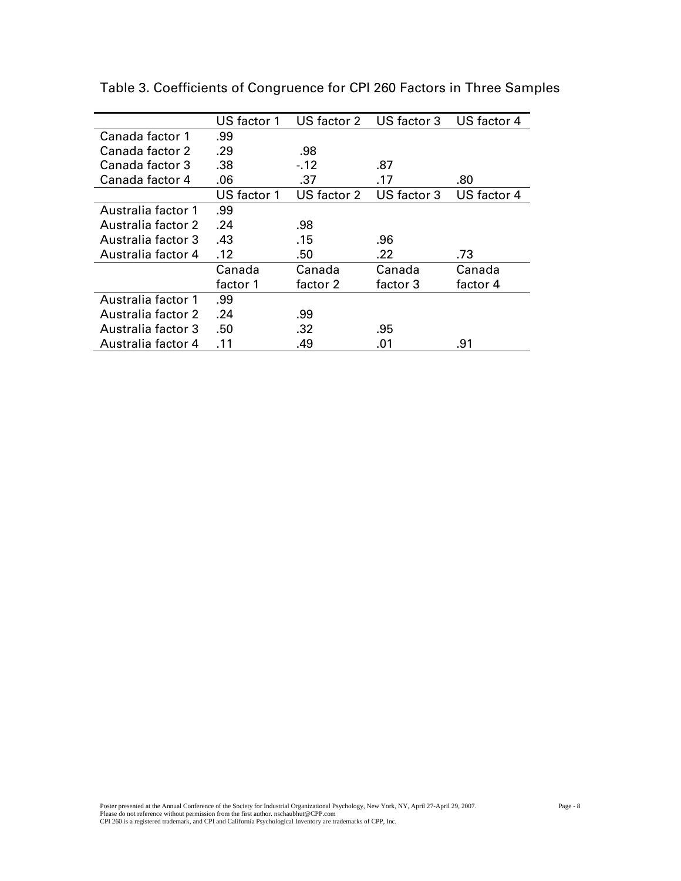Table 3. Coefficients of Congruence for CPI 260 Factors in Three Samples

| | US factor 1 | US factor 2 | US factor 3 | US factor 4 |
|---|---|---|---|---|
| Canada factor 1 | .99 | | | |
| Canada factor 2 | .29 | .98 | | |
| Canada factor 3 | .38 | -.12 | .87 | |
| Canada factor 4 | .06 | .37 | .17 | .80 |
| | US factor 1 | US factor 2 | US factor 3 | US factor 4 |
| Australia factor 1 | .99 | | | |
| Australia factor 2 | .24 | .98 | | |
| Australia factor 3 | .43 | .15 | .96 | |
| Australia factor 4 | .12 | .50 | .22 | .73 |
| | Canada factor 1 | Canada factor 2 | Canada factor 3 | Canada factor 4 |
| Australia factor 1 | .99 | | | |
| Australia factor 2 | .24 | .99 | | |
| Australia factor 3 | .50 | .32 | .95 | |
| Australia factor 4 | .11 | .49 | .01 | .91 |